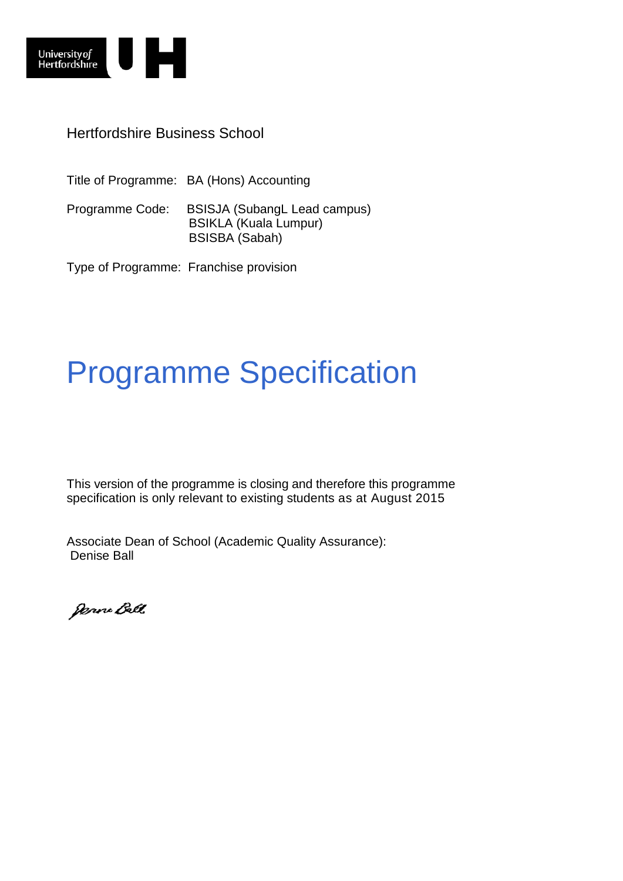Hertfordshire Business School

Title of Programme: BA (Hons) Accounting

Programme Code: BSISJA (SubangL Lead campus)
BSIKLA (Kuala Lumpur)
BSISBA (Sabah)

Type of Programme: Franchise provision

# Programme Specification

This version of the programme is closing and therefore this programme specification is only relevant to existing students as at August 2015

Associate Dean of School (Academic Quality Assurance):
Denise Ball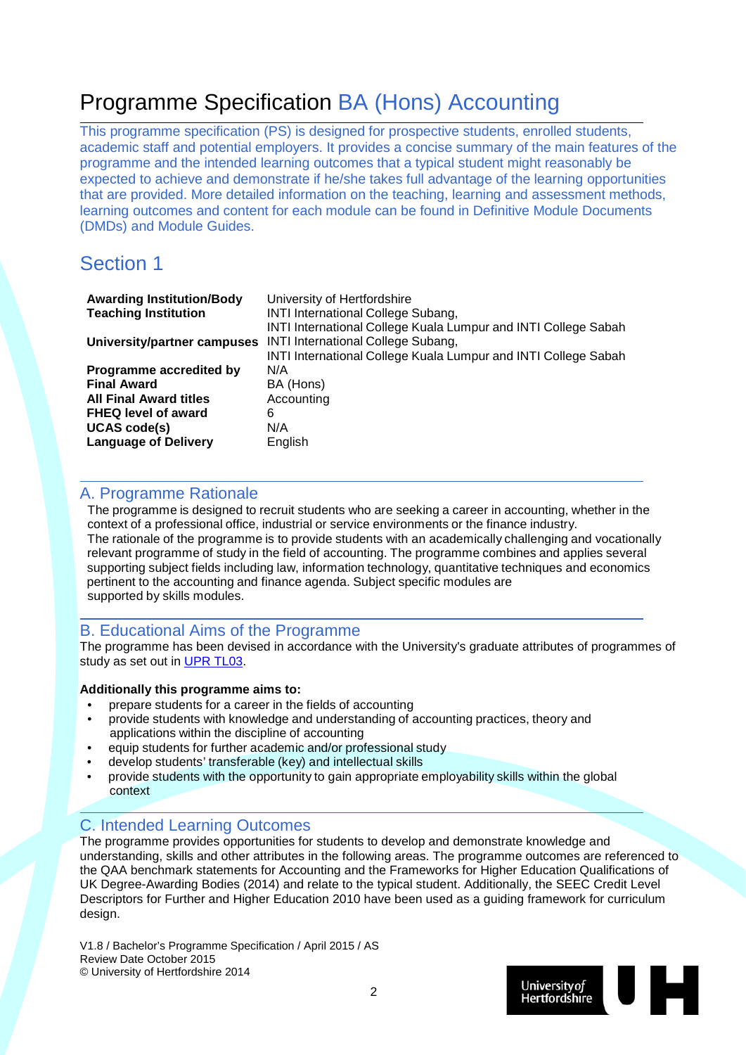# Programme Specification BA (Hons) Accounting

This programme specification (PS) is designed for prospective students, enrolled students, academic staff and potential employers. It provides a concise summary of the main features of the programme and the intended learning outcomes that a typical student might reasonably be expected to achieve and demonstrate if he/she takes full advantage of the learning opportunities that are provided. More detailed information on the teaching, learning and assessment methods, learning outcomes and content for each module can be found in Definitive Module Documents (DMDs) and Module Guides.

## Section 1

| | |
|---|---|
| **Awarding Institution/Body** | University of Hertfordshire |
| **Teaching Institution** | INTI International College Subang, INTI International College Kuala Lumpur and INTI College Sabah |
| **University/partner campuses** | INTI International College Subang, INTI International College Kuala Lumpur and INTI College Sabah |
| **Programme accredited by** | N/A |
| **Final Award** | BA (Hons) |
| **All Final Award titles** | Accounting |
| **FHEQ level of award** | 6 |
| **UCAS code(s)** | N/A |
| **Language of Delivery** | English |

## A. Programme Rationale

The programme is designed to recruit students who are seeking a career in accounting, whether in the context of a professional office, industrial or service environments or the finance industry.
The rationale of the programme is to provide students with an academically challenging and vocationally relevant programme of study in the field of accounting. The programme combines and applies several supporting subject fields including law, information technology, quantitative techniques and economics pertinent to the accounting and finance agenda. Subject specific modules are supported by skills modules.

## B. Educational Aims of the Programme

The programme has been devised in accordance with the University's graduate attributes of programmes of study as set out in UPR TL03.

**Additionally this programme aims to:**

- prepare students for a career in the fields of accounting
- provide students with knowledge and understanding of accounting practices, theory and applications within the discipline of accounting
- equip students for further academic and/or professional study
- develop students' transferable (key) and intellectual skills
- provide students with the opportunity to gain appropriate employability skills within the global context

## C. Intended Learning Outcomes

The programme provides opportunities for students to develop and demonstrate knowledge and understanding, skills and other attributes in the following areas. The programme outcomes are referenced to the QAA benchmark statements for Accounting and the Frameworks for Higher Education Qualifications of UK Degree-Awarding Bodies (2014) and relate to the typical student. Additionally, the SEEC Credit Level Descriptors for Further and Higher Education 2010 have been used as a guiding framework for curriculum design.

V1.8 / Bachelor's Programme Specification / April 2015 / AS
Review Date October 2015
© University of Hertfordshire 2014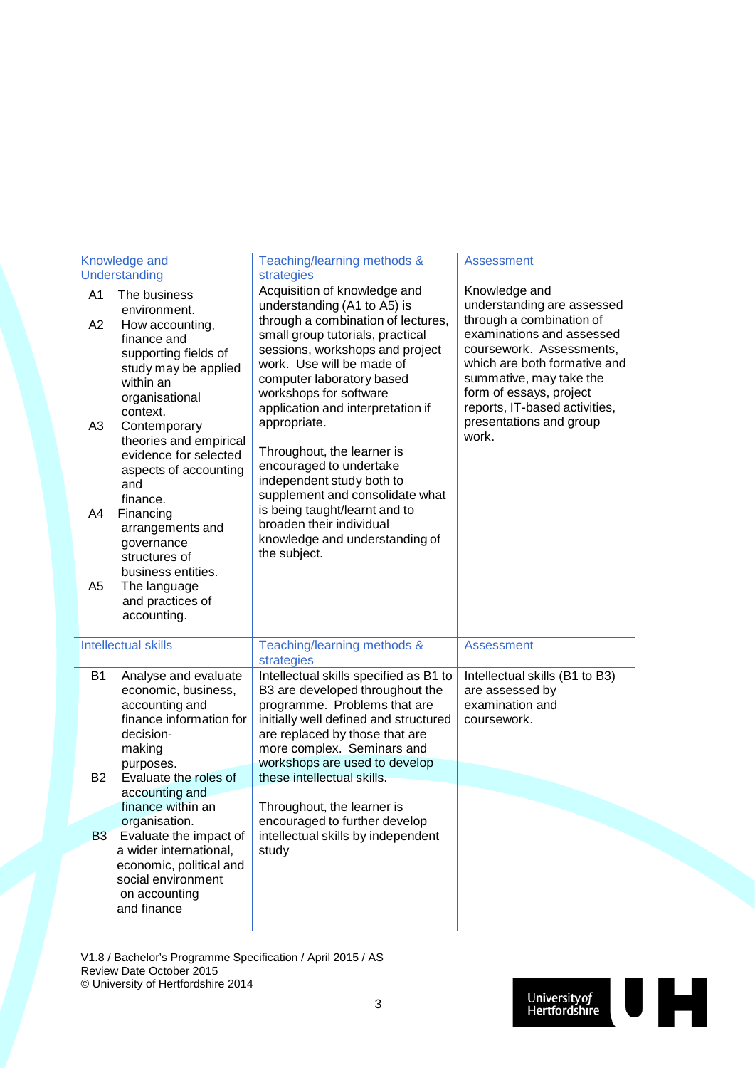| Knowledge and Understanding | Teaching/learning methods & strategies | Assessment |
|---|---|---|
| A1 The business environment.<br>A2 How accounting, finance and supporting fields of study may be applied within an organisational context.<br>A3 Contemporary theories and empirical evidence for selected aspects of accounting and finance.<br>A4 Financing arrangements and governance structures of business entities.<br>A5 The language and practices of accounting. | Acquisition of knowledge and understanding (A1 to A5) is through a combination of lectures, small group tutorials, practical sessions, workshops and project work. Use will be made of computer laboratory based workshops for software application and interpretation if appropriate.<br><br>Throughout, the learner is encouraged to undertake independent study both to supplement and consolidate what is being taught/learnt and to broaden their individual knowledge and understanding of the subject. | Knowledge and understanding are assessed through a combination of examinations and assessed coursework. Assessments, which are both formative and summative, may take the form of essays, project reports, IT-based activities, presentations and group work. |

| Intellectual skills | Teaching/learning methods & strategies | Assessment |
|---|---|---|
| B1 Analyse and evaluate economic, business, accounting and finance information for decision-making purposes.<br>B2 Evaluate the roles of accounting and finance within an organisation.<br>B3 Evaluate the impact of a wider international, economic, political and social environment on accounting and finance | Intellectual skills specified as B1 to B3 are developed throughout the programme. Problems that are initially well defined and structured are replaced by those that are more complex. Seminars and workshops are used to develop these intellectual skills.<br><br>Throughout, the learner is encouraged to further develop intellectual skills by independent study | Intellectual skills (B1 to B3) are assessed by examination and coursework. |

V1.8 / Bachelor's Programme Specification / April 2015 / AS
Review Date October 2015
© University of Hertfordshire 2014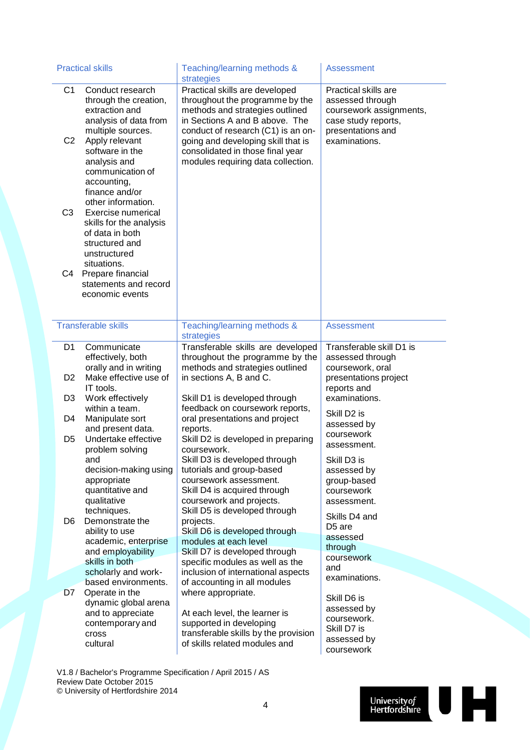| Practical skills | Teaching/learning methods & strategies | Assessment |
|---|---|---|
| C1 Conduct research through the creation, extraction and analysis of data from multiple sources.<br>C2 Apply relevant software in the analysis and communication of accounting, finance and/or other information.<br>C3 Exercise numerical skills for the analysis of data in both structured and unstructured situations.<br>C4 Prepare financial statements and record economic events | Practical skills are developed throughout the programme by the methods and strategies outlined in Sections A and B above. The conduct of research (C1) is an on-going and developing skill that is consolidated in those final year modules requiring data collection. | Practical skills are assessed through coursework assignments, case study reports, presentations and examinations. |

| Transferable skills | Teaching/learning methods & strategies | Assessment |
|---|---|---|
| D1 Communicate effectively, both orally and in writing<br>D2 Make effective use of IT tools.<br>D3 Work effectively within a team.<br>D4 Manipulate sort and present data.<br>D5 Undertake effective problem solving and decision-making using appropriate quantitative and qualitative techniques.<br>D6 Demonstrate the ability to use academic, enterprise and employability skills in both scholarly and work-based environments.<br>D7 Operate in the dynamic global arena and to appreciate contemporary and cross cultural | Transferable skills are developed throughout the programme by the methods and strategies outlined in sections A, B and C.<br><br>Skill D1 is developed through feedback on coursework reports, oral presentations and project reports.<br>Skill D2 is developed in preparing coursework.<br>Skill D3 is developed through tutorials and group-based coursework assessment.<br>Skill D4 is acquired through coursework and projects.<br>Skill D5 is developed through projects.<br>Skill D6 is developed through modules at each level<br>Skill D7 is developed through specific modules as well as the inclusion of international aspects of accounting in all modules where appropriate.<br><br>At each level, the learner is supported in developing transferable skills by the provision of skills related modules and | Transferable skill D1 is assessed through coursework, oral presentations project reports and examinations.<br><br>Skill D2 is assessed by coursework assessment.<br><br>Skill D3 is assessed by group-based coursework assessment.<br><br>Skills D4 and D5 are assessed through coursework and examinations.<br><br>Skill D6 is assessed by coursework.<br>Skill D7 is assessed by coursework |

V1.8 / Bachelor's Programme Specification / April 2015 / AS
Review Date October 2015
© University of Hertfordshire 2014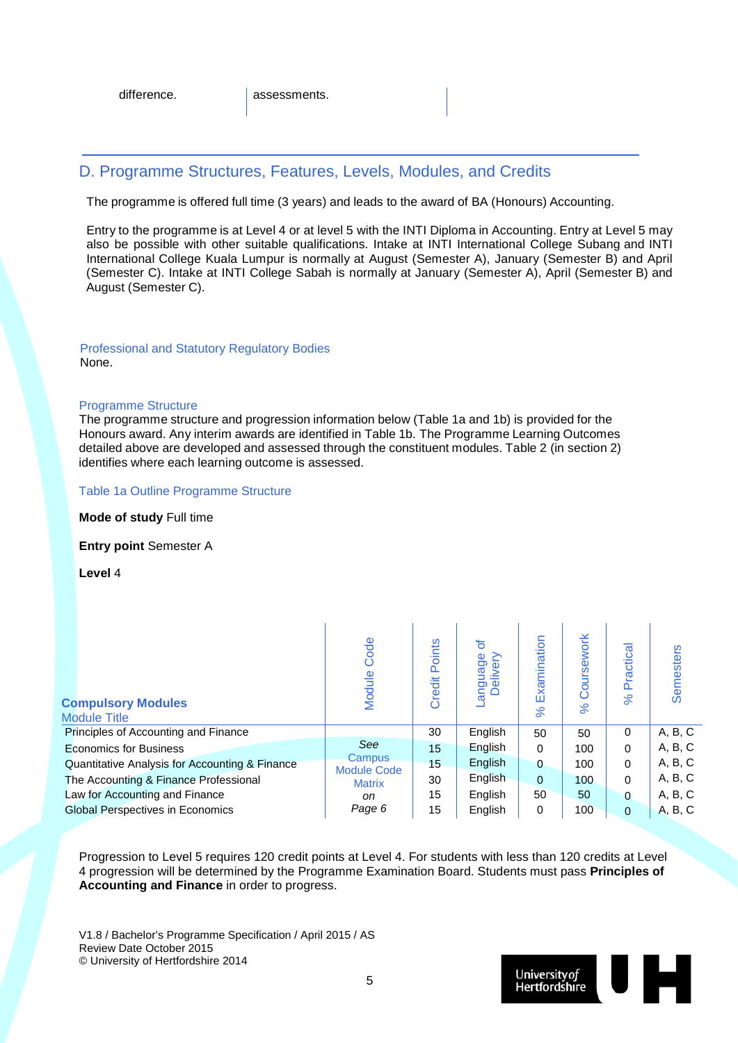| difference. | assessments. | |
|---|---|---|

## D. Programme Structures, Features, Levels, Modules, and Credits

The programme is offered full time (3 years) and leads to the award of BA (Honours) Accounting.

Entry to the programme is at Level 4 or at level 5 with the INTI Diploma in Accounting. Entry at Level 5 may also be possible with other suitable qualifications. Intake at INTI International College Subang and INTI International College Kuala Lumpur is normally at August (Semester A), January (Semester B) and April (Semester C). Intake at INTI College Sabah is normally at January (Semester A), April (Semester B) and August (Semester C).

### Professional and Statutory Regulatory Bodies

None.

### Programme Structure

The programme structure and progression information below (Table 1a and 1b) is provided for the Honours award. Any interim awards are identified in Table 1b. The Programme Learning Outcomes detailed above are developed and assessed through the constituent modules. Table 2 (in section 2) identifies where each learning outcome is assessed.

### Table 1a Outline Programme Structure

**Mode of study** Full time

**Entry point** Semester A

**Level** 4

| **Compulsory Modules**<br>Module Title | Module Code | Credit Points | Language of Delivery | % Examination | % Coursework | % Practical | Semesters |
|---|---|---|---|---|---|---|---|
| Principles of Accounting and Finance | *See* Campus Module Code Matrix *on Page 6* | 30 | English | 50 | 50 | 0 | A, B, C |
| Economics for Business | | 15 | English | 0 | 100 | 0 | A, B, C |
| Quantitative Analysis for Accounting & Finance | | 15 | English | 0 | 100 | 0 | A, B, C |
| The Accounting & Finance Professional | | 30 | English | 0 | 100 | 0 | A, B, C |
| Law for Accounting and Finance | | 15 | English | 50 | 50 | 0 | A, B, C |
| Global Perspectives in Economics | | 15 | English | 0 | 100 | 0 | A, B, C |

Progression to Level 5 requires 120 credit points at Level 4. For students with less than 120 credits at Level 4 progression will be determined by the Programme Examination Board. Students must pass **Principles of Accounting and Finance** in order to progress.

V1.8 / Bachelor's Programme Specification / April 2015 / AS
Review Date October 2015
© University of Hertfordshire 2014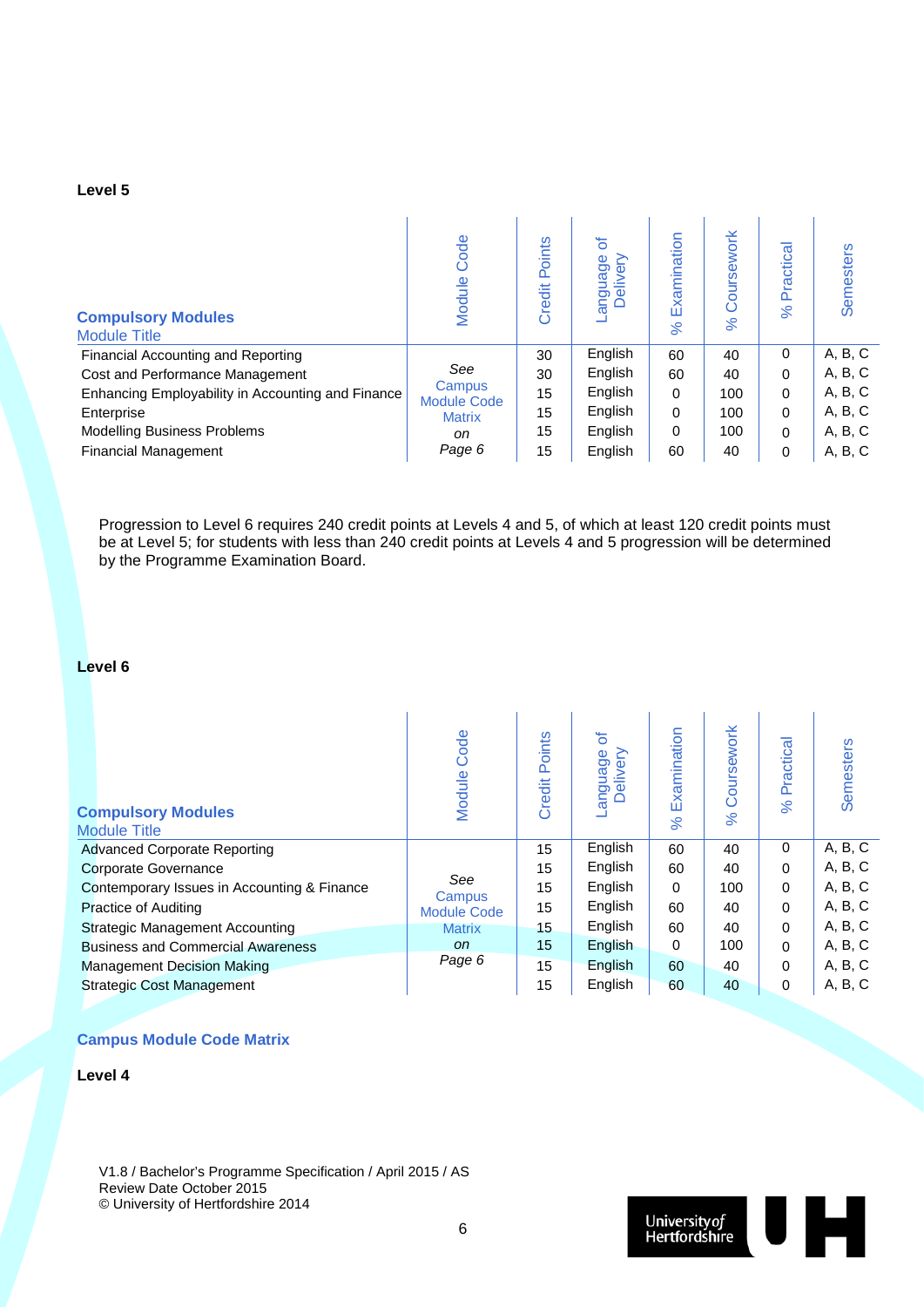**Level 5**

| **Compulsory Modules**<br>Module Title | Module Code | Credit Points | Language of Delivery | % Examination | % Coursework | % Practical | Semesters |
|---|---|---|---|---|---|---|---|
| Financial Accounting and Reporting | *See* Campus Module Code Matrix *on Page 6* | 30 | English | 60 | 40 | 0 | A, B, C |
| Cost and Performance Management | | 30 | English | 60 | 40 | 0 | A, B, C |
| Enhancing Employability in Accounting and Finance | | 15 | English | 0 | 100 | 0 | A, B, C |
| Enterprise | | 15 | English | 0 | 100 | 0 | A, B, C |
| Modelling Business Problems | | 15 | English | 0 | 100 | 0 | A, B, C |
| Financial Management | | 15 | English | 60 | 40 | 0 | A, B, C |

Progression to Level 6 requires 240 credit points at Levels 4 and 5, of which at least 120 credit points must be at Level 5; for students with less than 240 credit points at Levels 4 and 5 progression will be determined by the Programme Examination Board.

**Level 6**

| **Compulsory Modules**<br>Module Title | Module Code | Credit Points | Language of Delivery | % Examination | % Coursework | % Practical | Semesters |
|---|---|---|---|---|---|---|---|
| Advanced Corporate Reporting | *See* Campus Module Code Matrix *on Page 6* | 15 | English | 60 | 40 | 0 | A, B, C |
| Corporate Governance | | 15 | English | 60 | 40 | 0 | A, B, C |
| Contemporary Issues in Accounting & Finance | | 15 | English | 0 | 100 | 0 | A, B, C |
| Practice of Auditing | | 15 | English | 60 | 40 | 0 | A, B, C |
| Strategic Management Accounting | | 15 | English | 60 | 40 | 0 | A, B, C |
| Business and Commercial Awareness | | 15 | English | 0 | 100 | 0 | A, B, C |
| Management Decision Making | | 15 | English | 60 | 40 | 0 | A, B, C |
| Strategic Cost Management | | 15 | English | 60 | 40 | 0 | A, B, C |

## Campus Module Code Matrix

**Level 4**

V1.8 / Bachelor's Programme Specification / April 2015 / AS
Review Date October 2015
© University of Hertfordshire 2014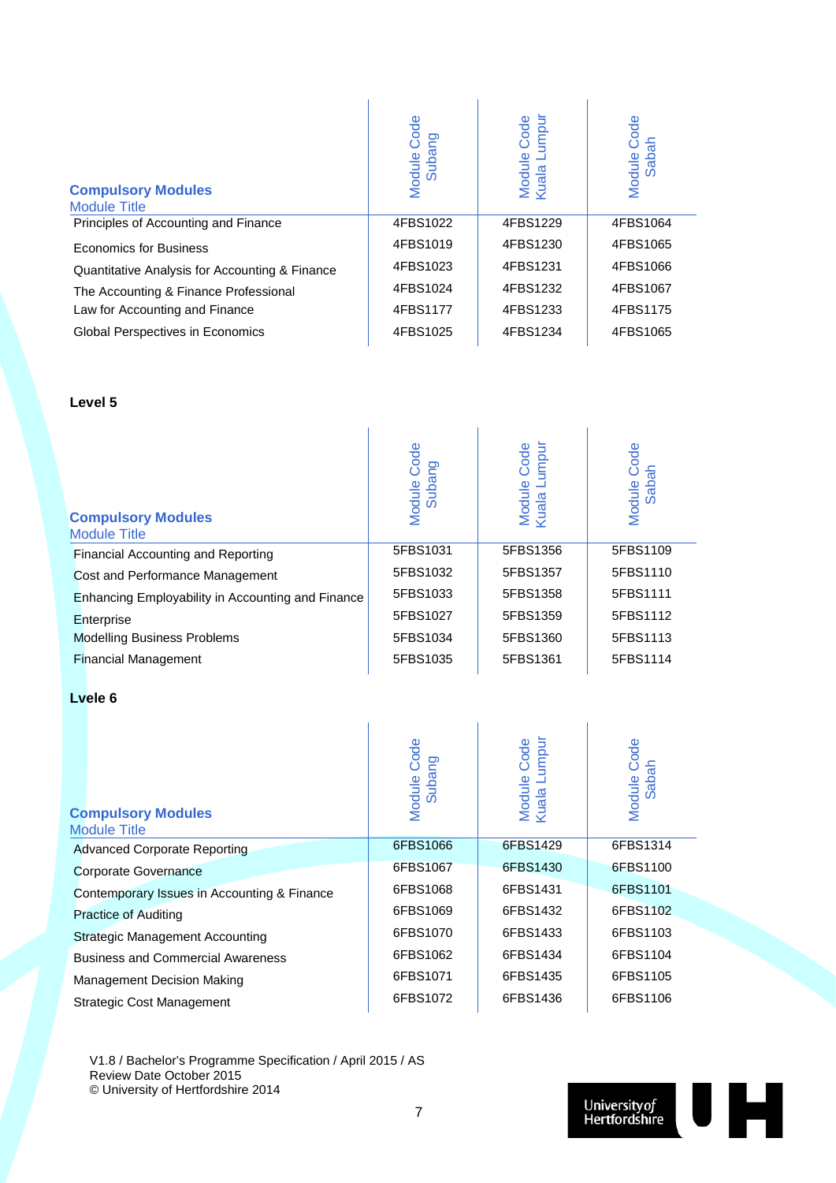| **Compulsory Modules** Module Title | Module Code Subang | Module Code Kuala Lumpur | Module Code Sabah |
|---|---|---|---|
| Principles of Accounting and Finance | 4FBS1022 | 4FBS1229 | 4FBS1064 |
| Economics for Business | 4FBS1019 | 4FBS1230 | 4FBS1065 |
| Quantitative Analysis for Accounting & Finance | 4FBS1023 | 4FBS1231 | 4FBS1066 |
| The Accounting & Finance Professional | 4FBS1024 | 4FBS1232 | 4FBS1067 |
| Law for Accounting and Finance | 4FBS1177 | 4FBS1233 | 4FBS1175 |
| Global Perspectives in Economics | 4FBS1025 | 4FBS1234 | 4FBS1065 |

**Level 5**

| **Compulsory Modules** Module Title | Module Code Subang | Module Code Kuala Lumpur | Module Code Sabah |
|---|---|---|---|
| Financial Accounting and Reporting | 5FBS1031 | 5FBS1356 | 5FBS1109 |
| Cost and Performance Management | 5FBS1032 | 5FBS1357 | 5FBS1110 |
| Enhancing Employability in Accounting and Finance | 5FBS1033 | 5FBS1358 | 5FBS1111 |
| Enterprise | 5FBS1027 | 5FBS1359 | 5FBS1112 |
| Modelling Business Problems | 5FBS1034 | 5FBS1360 | 5FBS1113 |
| Financial Management | 5FBS1035 | 5FBS1361 | 5FBS1114 |

**Lvele 6**

| **Compulsory Modules** Module Title | Module Code Subang | Module Code Kuala Lumpur | Module Code Sabah |
|---|---|---|---|
| Advanced Corporate Reporting | 6FBS1066 | 6FBS1429 | 6FBS1314 |
| Corporate Governance | 6FBS1067 | 6FBS1430 | 6FBS1100 |
| Contemporary Issues in Accounting & Finance | 6FBS1068 | 6FBS1431 | 6FBS1101 |
| Practice of Auditing | 6FBS1069 | 6FBS1432 | 6FBS1102 |
| Strategic Management Accounting | 6FBS1070 | 6FBS1433 | 6FBS1103 |
| Business and Commercial Awareness | 6FBS1062 | 6FBS1434 | 6FBS1104 |
| Management Decision Making | 6FBS1071 | 6FBS1435 | 6FBS1105 |
| Strategic Cost Management | 6FBS1072 | 6FBS1436 | 6FBS1106 |

V1.8 / Bachelor's Programme Specification / April 2015 / AS
Review Date October 2015
© University of Hertfordshire 2014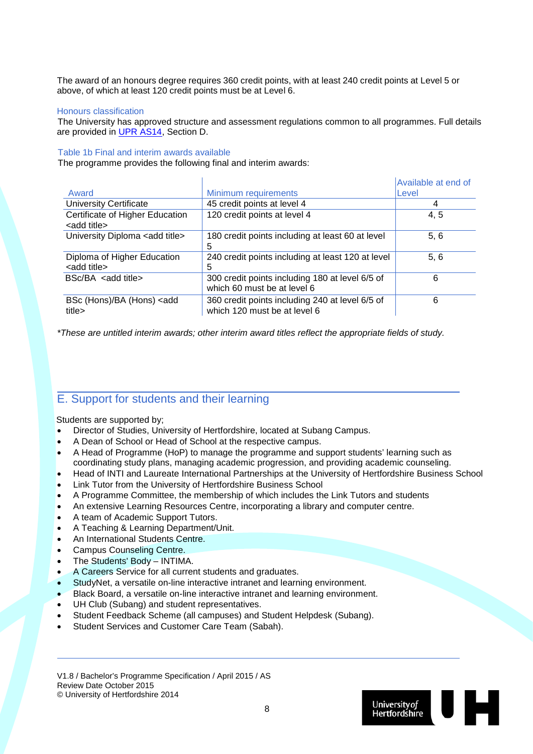The award of an honours degree requires 360 credit points, with at least 240 credit points at Level 5 or above, of which at least 120 credit points must be at Level 6.

### Honours classification

The University has approved structure and assessment regulations common to all programmes. Full details are provided in UPR AS14, Section D.

### Table 1b Final and interim awards available

The programme provides the following final and interim awards:

| Award | Minimum requirements | Available at end of Level |
|---|---|---|
| University Certificate | 45 credit points at level 4 | 4 |
| Certificate of Higher Education <add title> | 120 credit points at level 4 | 4, 5 |
| University Diploma <add title> | 180 credit points including at least 60 at level 5 | 5, 6 |
| Diploma of Higher Education <add title> | 240 credit points including at least 120 at level 5 | 5, 6 |
| BSc/BA <add title> | 300 credit points including 180 at level 6/5 of which 60 must be at level 6 | 6 |
| BSc (Hons)/BA (Hons) <add title> | 360 credit points including 240 at level 6/5 of which 120 must be at level 6 | 6 |

*These are untitled interim awards; other interim award titles reflect the appropriate fields of study.*

## E. Support for students and their learning

Students are supported by;

- Director of Studies, University of Hertfordshire, located at Subang Campus.
- A Dean of School or Head of School at the respective campus.
- A Head of Programme (HoP) to manage the programme and support students' learning such as coordinating study plans, managing academic progression, and providing academic counseling.
- Head of INTI and Laureate International Partnerships at the University of Hertfordshire Business School
- Link Tutor from the University of Hertfordshire Business School
- A Programme Committee, the membership of which includes the Link Tutors and students
- An extensive Learning Resources Centre, incorporating a library and computer centre.
- A team of Academic Support Tutors.
- A Teaching & Learning Department/Unit.
- An International Students Centre.
- Campus Counseling Centre.
- The Students' Body – INTIMA.
- A Careers Service for all current students and graduates.
- StudyNet, a versatile on-line interactive intranet and learning environment.
- Black Board, a versatile on-line interactive intranet and learning environment.
- UH Club (Subang) and student representatives.
- Student Feedback Scheme (all campuses) and Student Helpdesk (Subang).
- Student Services and Customer Care Team (Sabah).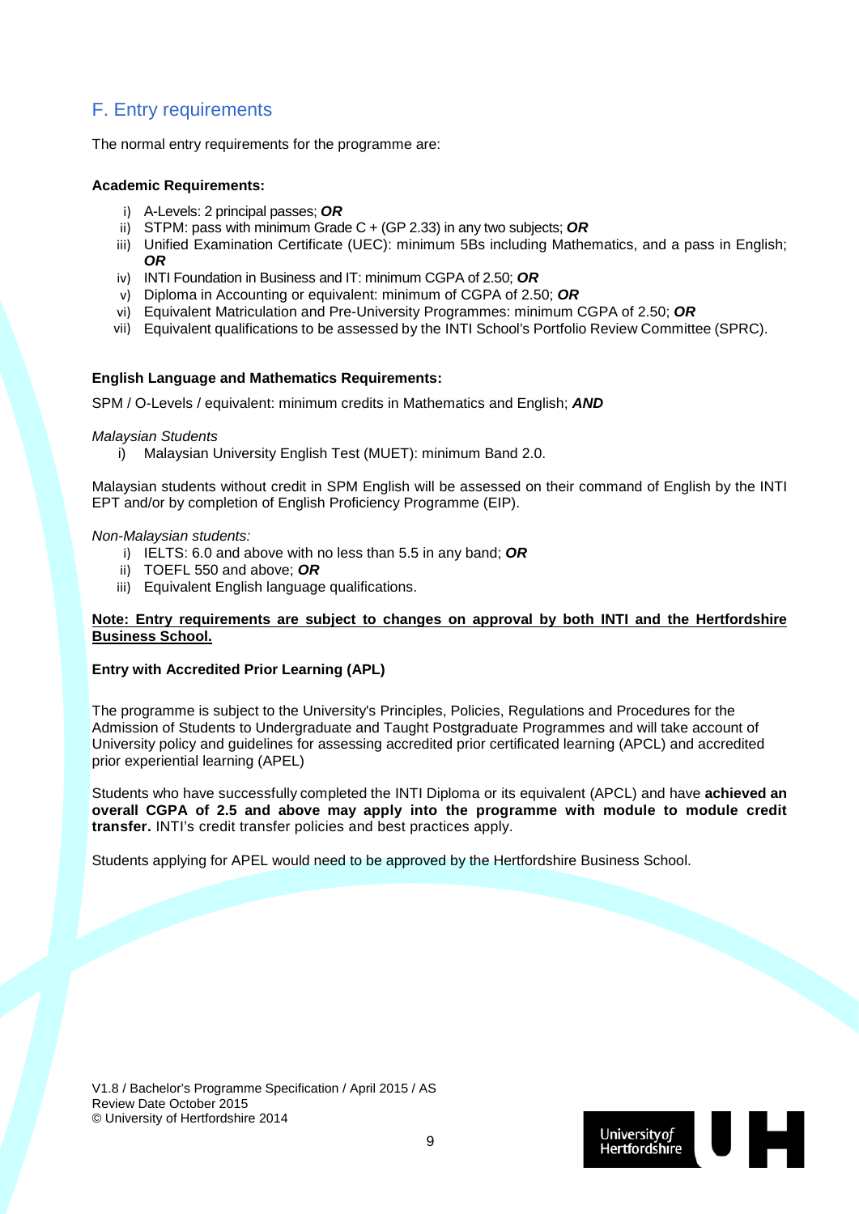## F. Entry requirements

The normal entry requirements for the programme are:

**Academic Requirements:**

i) A-Levels: 2 principal passes; ***OR***
ii) STPM: pass with minimum Grade C + (GP 2.33) in any two subjects; ***OR***
iii) Unified Examination Certificate (UEC): minimum 5Bs including Mathematics, and a pass in English; ***OR***
iv) INTI Foundation in Business and IT: minimum CGPA of 2.50; ***OR***
v) Diploma in Accounting or equivalent: minimum of CGPA of 2.50; ***OR***
vi) Equivalent Matriculation and Pre-University Programmes: minimum CGPA of 2.50; ***OR***
vii) Equivalent qualifications to be assessed by the INTI School's Portfolio Review Committee (SPRC).

**English Language and Mathematics Requirements:**

SPM / O-Levels / equivalent: minimum credits in Mathematics and English; ***AND***

*Malaysian Students*

i) Malaysian University English Test (MUET): minimum Band 2.0.

Malaysian students without credit in SPM English will be assessed on their command of English by the INTI EPT and/or by completion of English Proficiency Programme (EIP).

*Non-Malaysian students:*

i) IELTS: 6.0 and above with no less than 5.5 in any band; ***OR***
ii) TOEFL 550 and above; ***OR***
iii) Equivalent English language qualifications.

**Note: Entry requirements are subject to changes on approval by both INTI and the Hertfordshire Business School.**

**Entry with Accredited Prior Learning (APL)**

The programme is subject to the University's Principles, Policies, Regulations and Procedures for the Admission of Students to Undergraduate and Taught Postgraduate Programmes and will take account of University policy and guidelines for assessing accredited prior certificated learning (APCL) and accredited prior experiential learning (APEL)

Students who have successfully completed the INTI Diploma or its equivalent (APCL) and have **achieved an overall CGPA of 2.5 and above may apply into the programme with module to module credit transfer.** INTI's credit transfer policies and best practices apply.

Students applying for APEL would need to be approved by the Hertfordshire Business School.

V1.8 / Bachelor's Programme Specification / April 2015 / AS
Review Date October 2015
© University of Hertfordshire 2014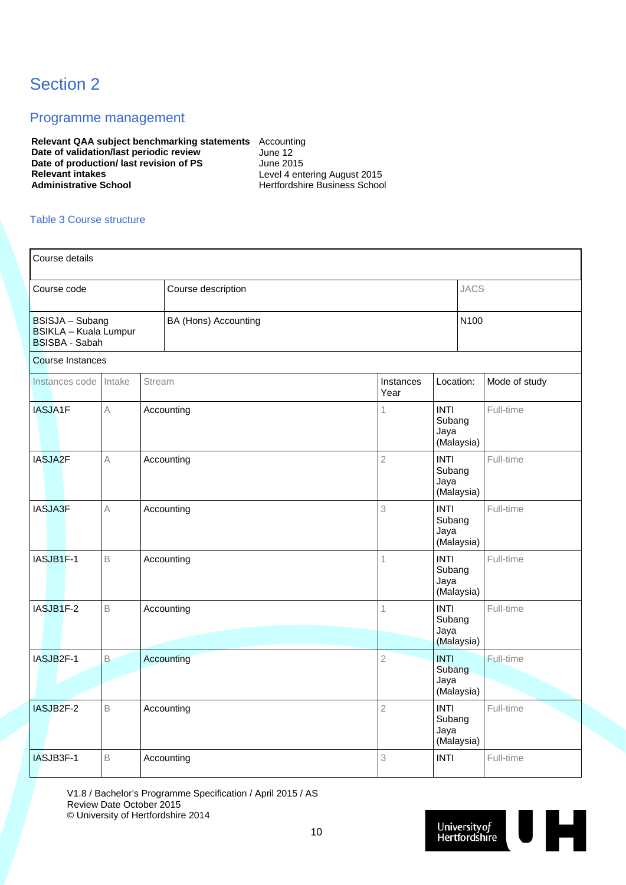# Section 2

## Programme management

| | |
|---|---|
| **Relevant QAA subject benchmarking statements** | Accounting |
| **Date of validation/last periodic review** | June 12 |
| **Date of production/ last revision of PS** | June 2015 |
| **Relevant intakes** | Level 4 entering August 2015 |
| **Administrative School** | Hertfordshire Business School |

Table 3 Course structure

| Course details | | | | | |
|---|---|---|---|---|---|
| **Course code** | **Course description** | | | **JACS** | |
| BSISJA – Subang<br>BSIKLA – Kuala Lumpur<br>BSISBA - Sabah | BA (Hons) Accounting | | | N100 | |

Course Instances

| Instances code | Intake | Stream | Instances Year | Location: | Mode of study |
|---|---|---|---|---|---|
| IASJA1F | A | Accounting | 1 | INTI Subang Jaya (Malaysia) | Full-time |
| IASJA2F | A | Accounting | 2 | INTI Subang Jaya (Malaysia) | Full-time |
| IASJA3F | A | Accounting | 3 | INTI Subang Jaya (Malaysia) | Full-time |
| IASJB1F-1 | B | Accounting | 1 | INTI Subang Jaya (Malaysia) | Full-time |
| IASJB1F-2 | B | Accounting | 1 | INTI Subang Jaya (Malaysia) | Full-time |
| IASJB2F-1 | B | Accounting | 2 | INTI Subang Jaya (Malaysia) | Full-time |
| IASJB2F-2 | B | Accounting | 2 | INTI Subang Jaya (Malaysia) | Full-time |
| IASJB3F-1 | B | Accounting | 3 | INTI | Full-time |

V1.8 / Bachelor's Programme Specification / April 2015 / AS
Review Date October 2015
© University of Hertfordshire 2014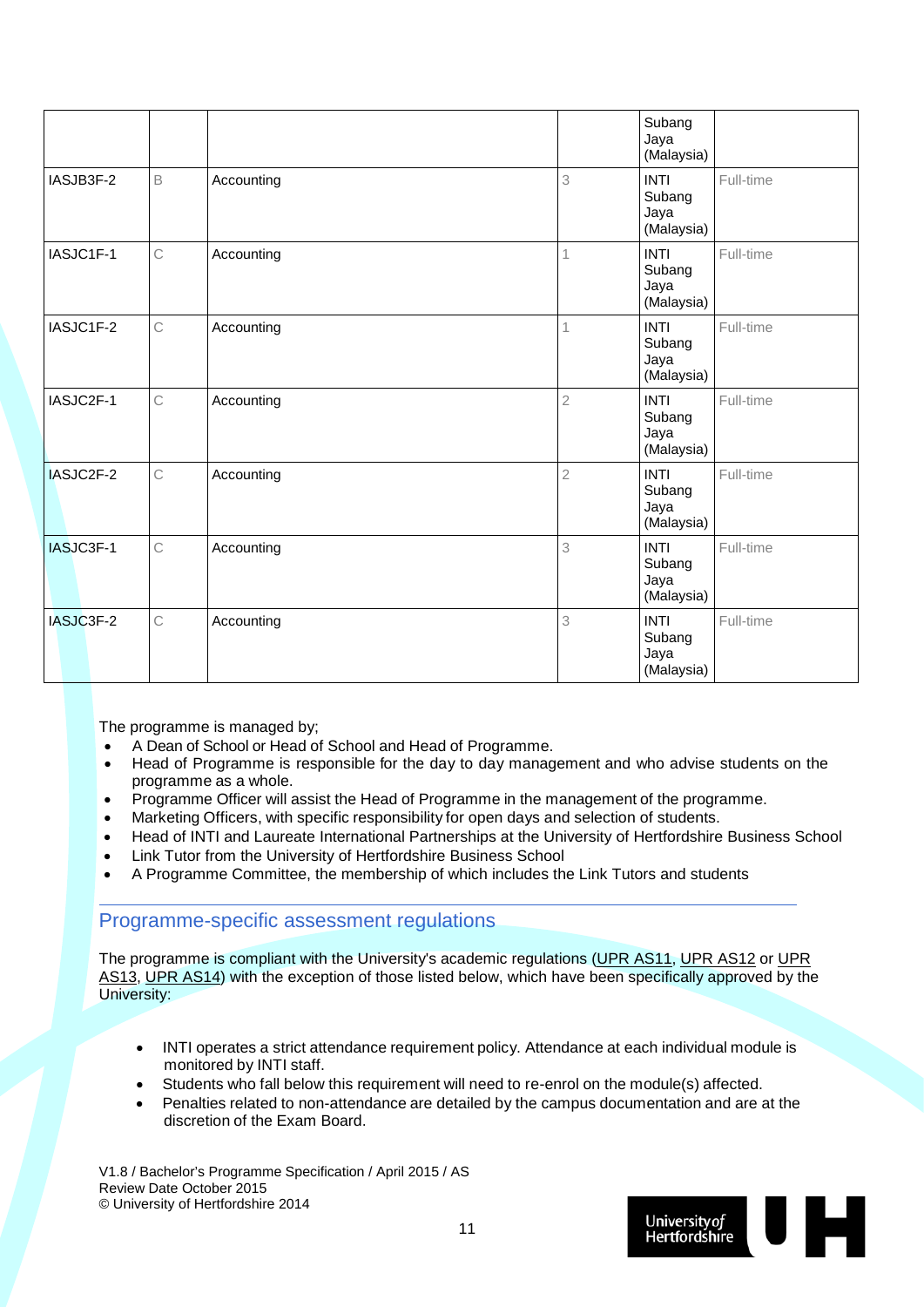| | | | | Subang Jaya (Malaysia) | |
|---|---|---|---|---|---|
| IASJB3F-2 | B | Accounting | 3 | INTI Subang Jaya (Malaysia) | Full-time |
| IASJC1F-1 | C | Accounting | 1 | INTI Subang Jaya (Malaysia) | Full-time |
| IASJC1F-2 | C | Accounting | 1 | INTI Subang Jaya (Malaysia) | Full-time |
| IASJC2F-1 | C | Accounting | 2 | INTI Subang Jaya (Malaysia) | Full-time |
| IASJC2F-2 | C | Accounting | 2 | INTI Subang Jaya (Malaysia) | Full-time |
| IASJC3F-1 | C | Accounting | 3 | INTI Subang Jaya (Malaysia) | Full-time |
| IASJC3F-2 | C | Accounting | 3 | INTI Subang Jaya (Malaysia) | Full-time |

The programme is managed by;

- A Dean of School or Head of School and Head of Programme.
- Head of Programme is responsible for the day to day management and who advise students on the programme as a whole.
- Programme Officer will assist the Head of Programme in the management of the programme.
- Marketing Officers, with specific responsibility for open days and selection of students.
- Head of INTI and Laureate International Partnerships at the University of Hertfordshire Business School
- Link Tutor from the University of Hertfordshire Business School
- A Programme Committee, the membership of which includes the Link Tutors and students

## Programme-specific assessment regulations

The programme is compliant with the University's academic regulations (UPR AS11, UPR AS12 or UPR AS13, UPR AS14) with the exception of those listed below, which have been specifically approved by the University:

- INTI operates a strict attendance requirement policy. Attendance at each individual module is monitored by INTI staff.
- Students who fall below this requirement will need to re-enrol on the module(s) affected.
- Penalties related to non-attendance are detailed by the campus documentation and are at the discretion of the Exam Board.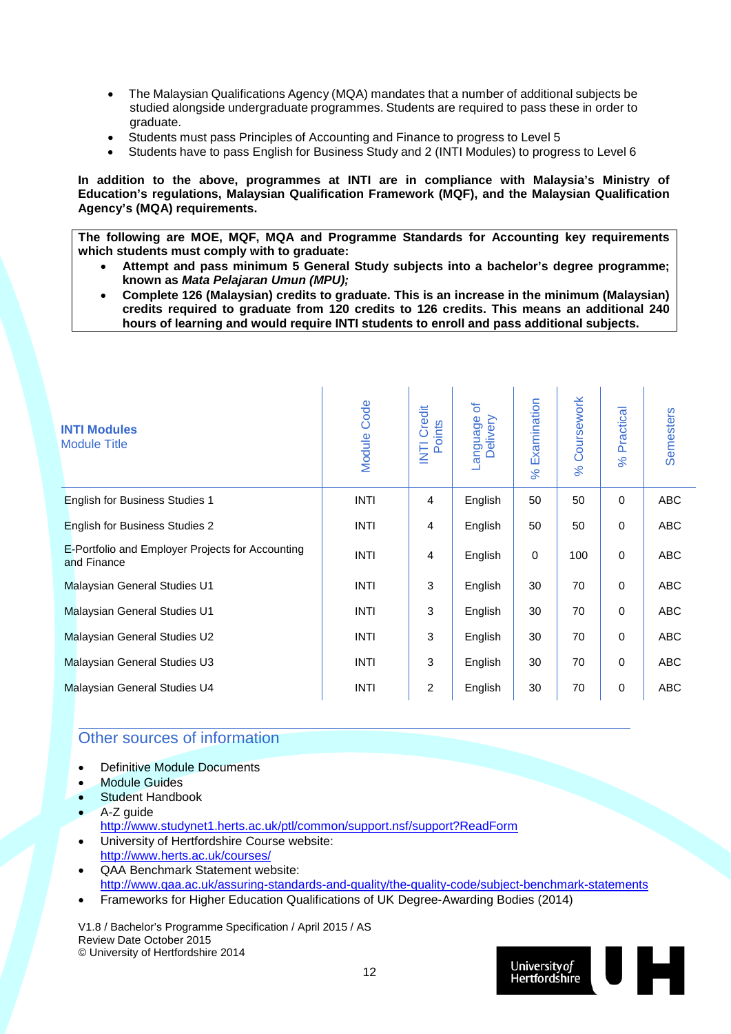- The Malaysian Qualifications Agency (MQA) mandates that a number of additional subjects be studied alongside undergraduate programmes. Students are required to pass these in order to graduate.
- Students must pass Principles of Accounting and Finance to progress to Level 5
- Students have to pass English for Business Study and 2 (INTI Modules) to progress to Level 6

**In addition to the above, programmes at INTI are in compliance with Malaysia's Ministry of Education's regulations, Malaysian Qualification Framework (MQF), and the Malaysian Qualification Agency's (MQA) requirements.**

**The following are MOE, MQF, MQA and Programme Standards for Accounting key requirements which students must comply with to graduate:**

- **Attempt and pass minimum 5 General Study subjects into a bachelor's degree programme; known as *Mata Pelajaran Umun (MPU);***
- **Complete 126 (Malaysian) credits to graduate. This is an increase in the minimum (Malaysian) credits required to graduate from 120 credits to 126 credits. This means an additional 240 hours of learning and would require INTI students to enroll and pass additional subjects.**

| **INTI Modules** Module Title | Module Code | INTI Credit Points | Language of Delivery | % Examination | % Coursework | % Practical | Semesters |
|---|---|---|---|---|---|---|---|
| English for Business Studies 1 | INTI | 4 | English | 50 | 50 | 0 | ABC |
| English for Business Studies 2 | INTI | 4 | English | 50 | 50 | 0 | ABC |
| E-Portfolio and Employer Projects for Accounting and Finance | INTI | 4 | English | 0 | 100 | 0 | ABC |
| Malaysian General Studies U1 | INTI | 3 | English | 30 | 70 | 0 | ABC |
| Malaysian General Studies U1 | INTI | 3 | English | 30 | 70 | 0 | ABC |
| Malaysian General Studies U2 | INTI | 3 | English | 30 | 70 | 0 | ABC |
| Malaysian General Studies U3 | INTI | 3 | English | 30 | 70 | 0 | ABC |
| Malaysian General Studies U4 | INTI | 2 | English | 30 | 70 | 0 | ABC |

## Other sources of information

- Definitive Module Documents
- Module Guides
- Student Handbook
- A-Z guide  
  http://www.studynet1.herts.ac.uk/ptl/common/support.nsf/support?ReadForm
- University of Hertfordshire Course website:  
  http://www.herts.ac.uk/courses/
- QAA Benchmark Statement website:  
  http://www.qaa.ac.uk/assuring-standards-and-quality/the-quality-code/subject-benchmark-statements
- Frameworks for Higher Education Qualifications of UK Degree-Awarding Bodies (2014)

V1.8 / Bachelor's Programme Specification / April 2015 / AS  
Review Date October 2015  
© University of Hertfordshire 2014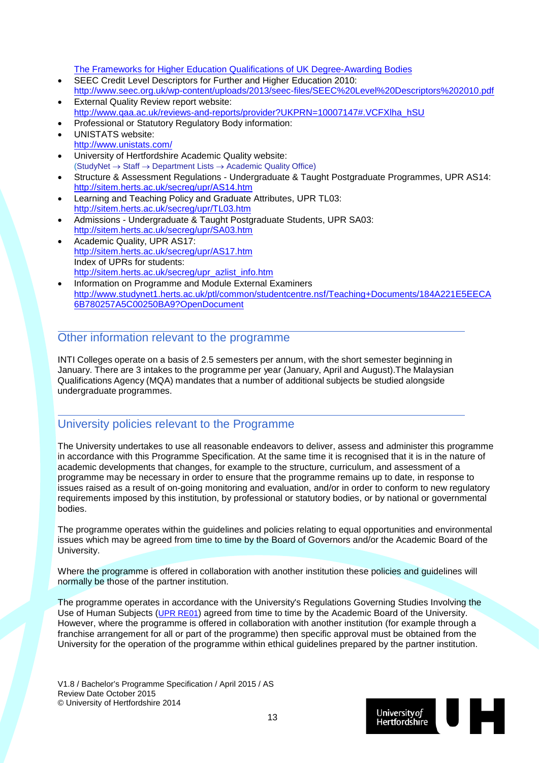[The Frameworks for Higher Education Qualifications of UK Degree-Awarding Bodies]

- SEEC Credit Level Descriptors for Further and Higher Education 2010: http://www.seec.org.uk/wp-content/uploads/2013/seec-files/SEEC%20Level%20Descriptors%202010.pdf
- External Quality Review report website: http://www.qaa.ac.uk/reviews-and-reports/provider?UKPRN=10007147#.VCFXlha_hSU
- Professional or Statutory Regulatory Body information:
- UNISTATS website: http://www.unistats.com/
- University of Hertfordshire Academic Quality website: (StudyNet → Staff → Department Lists → Academic Quality Office)
- Structure & Assessment Regulations - Undergraduate & Taught Postgraduate Programmes, UPR AS14: http://sitem.herts.ac.uk/secreg/upr/AS14.htm
- Learning and Teaching Policy and Graduate Attributes, UPR TL03: http://sitem.herts.ac.uk/secreg/upr/TL03.htm
- Admissions - Undergraduate & Taught Postgraduate Students, UPR SA03: http://sitem.herts.ac.uk/secreg/upr/SA03.htm
- Academic Quality, UPR AS17: http://sitem.herts.ac.uk/secreg/upr/AS17.htm
  Index of UPRs for students: http://sitem.herts.ac.uk/secreg/upr_azlist_info.htm
- Information on Programme and Module External Examiners http://www.studynet1.herts.ac.uk/ptl/common/studentcentre.nsf/Teaching+Documents/184A221E5EECA6B780257A5C00250BA9?OpenDocument

## Other information relevant to the programme

INTI Colleges operate on a basis of 2.5 semesters per annum, with the short semester beginning in January. There are 3 intakes to the programme per year (January, April and August).The Malaysian Qualifications Agency (MQA) mandates that a number of additional subjects be studied alongside undergraduate programmes.

## University policies relevant to the Programme

The University undertakes to use all reasonable endeavors to deliver, assess and administer this programme in accordance with this Programme Specification. At the same time it is recognised that it is in the nature of academic developments that changes, for example to the structure, curriculum, and assessment of a programme may be necessary in order to ensure that the programme remains up to date, in response to issues raised as a result of on-going monitoring and evaluation, and/or in order to conform to new regulatory requirements imposed by this institution, by professional or statutory bodies, or by national or governmental bodies.

The programme operates within the guidelines and policies relating to equal opportunities and environmental issues which may be agreed from time to time by the Board of Governors and/or the Academic Board of the University.

Where the programme is offered in collaboration with another institution these policies and guidelines will normally be those of the partner institution.

The programme operates in accordance with the University's Regulations Governing Studies Involving the Use of Human Subjects (UPR RE01) agreed from time to time by the Academic Board of the University. However, where the programme is offered in collaboration with another institution (for example through a franchise arrangement for all or part of the programme) then specific approval must be obtained from the University for the operation of the programme within ethical guidelines prepared by the partner institution.

V1.8 / Bachelor's Programme Specification / April 2015 / AS
Review Date October 2015
© University of Hertfordshire 2014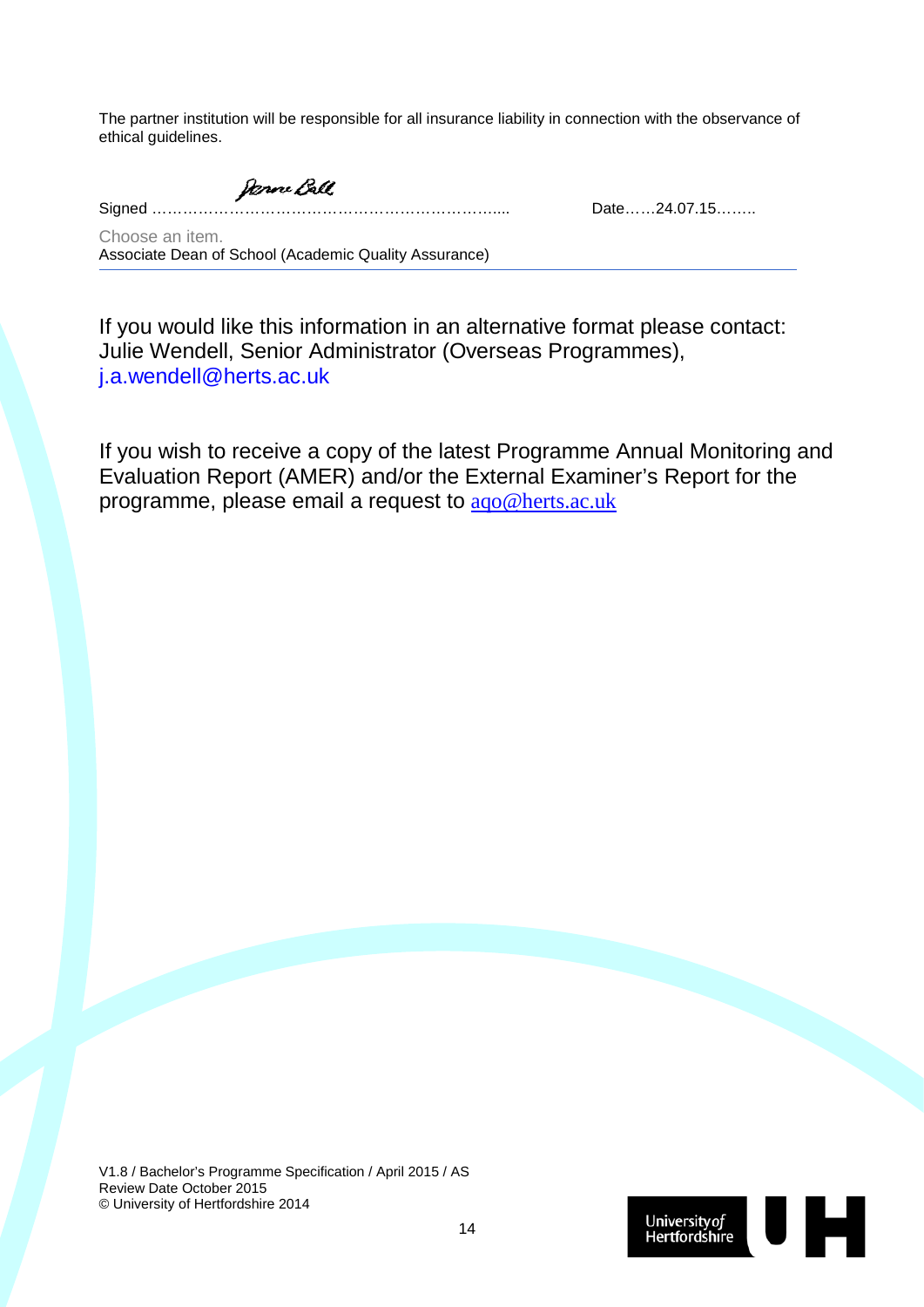The partner institution will be responsible for all insurance liability in connection with the observance of ethical guidelines.

Signed ……………………………………………………………....   Date……24.07.15……..

Choose an item.
Associate Dean of School (Academic Quality Assurance)

---

If you would like this information in an alternative format please contact: Julie Wendell, Senior Administrator (Overseas Programmes), j.a.wendell@herts.ac.uk

If you wish to receive a copy of the latest Programme Annual Monitoring and Evaluation Report (AMER) and/or the External Examiner's Report for the programme, please email a request to aqo@herts.ac.uk

V1.8 / Bachelor's Programme Specification / April 2015 / AS
Review Date October 2015
© University of Hertfordshire 2014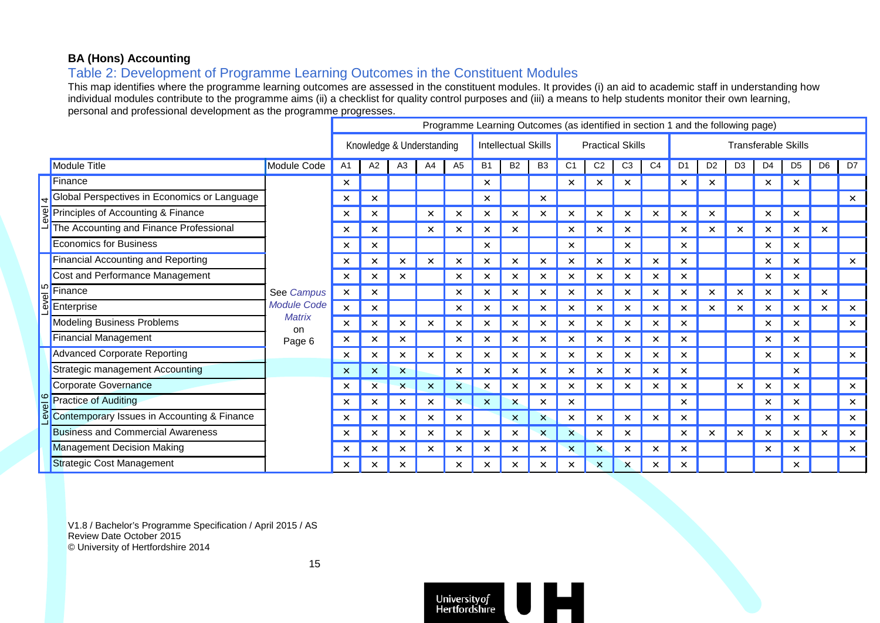**BA (Hons) Accounting**

## Table 2: Development of Programme Learning Outcomes in the Constituent Modules

This map identifies where the programme learning outcomes are assessed in the constituent modules. It provides (i) an aid to academic staff in understanding how individual modules contribute to the programme aims (ii) a checklist for quality control purposes and (iii) a means to help students monitor their own learning, personal and professional development as the programme progresses.

| | | | Programme Learning Outcomes (as identified in section 1 and the following page) | | | | | | | | | | | | | | | | | | |
|---|---|---|---|---|---|---|---|---|---|---|---|---|---|---|---|---|---|---|---|---|---|
| | | | Knowledge & Understanding | | | | | Intellectual Skills | | | Practical Skills | | | | Transferable Skills | | | | | | |
| | Module Title | Module Code | A1 | A2 | A3 | A4 | A5 | B1 | B2 | B3 | C1 | C2 | C3 | C4 | D1 | D2 | D3 | D4 | D5 | D6 | D7 |
| Level 4 | Finance | See *Campus Module Code Matrix* on Page 6 | × | | | | | × | | | × | × | × | | × | × | | × | × | | |
| | Global Perspectives in Economics or Language | | × | × | | | | × | | × | | | | | | | | | | | × |
| | Principles of Accounting & Finance | | × | × | | × | × | × | × | × | × | × | × | × | × | × | | × | × | | |
| | The Accounting and Finance Professional | | × | × | | × | × | × | × | | × | × | × | | × | × | × | × | × | × | |
| | Economics for Business | | × | × | | | | × | | | × | | × | | × | | | × | × | | |
| Level 5 | Financial Accounting and Reporting | | × | × | × | × | × | × | × | × | × | × | × | × | × | | | × | × | | × |
| | Cost and Performance Management | | × | × | × | | × | × | × | × | × | × | × | × | × | | | × | × | | |
| | Finance | | × | × | | | × | × | × | × | × | × | × | × | × | × | × | × | × | × | |
| | Enterprise | | × | × | | | × | × | × | × | × | × | × | × | × | × | × | × | × | × | × |
| | Modeling Business Problems | | × | × | × | × | × | × | × | × | × | × | × | × | × | | | × | × | | × |
| | Financial Management | | × | × | × | | × | × | × | × | × | × | × | × | × | | | × | × | | |
| Level 6 | Advanced Corporate Reporting | | × | × | × | × | × | × | × | × | × | × | × | × | × | | | × | × | | × |
| | Strategic management Accounting | | × | × | × | | × | × | × | × | × | × | × | × | × | | | | × | | |
| | Corporate Governance | | × | × | × | × | × | × | × | × | × | × | × | × | × | | × | × | × | | × |
| | Practice of Auditing | | × | × | × | × | × | × | × | × | × | | | | × | | | × | × | | × |
| | Contemporary Issues in Accounting & Finance | | × | × | × | × | × | | × | × | × | × | × | × | × | | | × | × | | × |
| | Business and Commercial Awareness | | × | × | × | × | × | × | × | × | × | × | × | | × | × | × | × | × | × | × |
| | Management Decision Making | | × | × | × | × | × | × | × | × | × | × | × | × | × | | | × | × | | × |
| | Strategic Cost Management | | × | × | × | | × | × | × | × | × | × | × | × | × | | | | × | | |

V1.8 / Bachelor's Programme Specification / April 2015 / AS
Review Date October 2015
© University of Hertfordshire 2014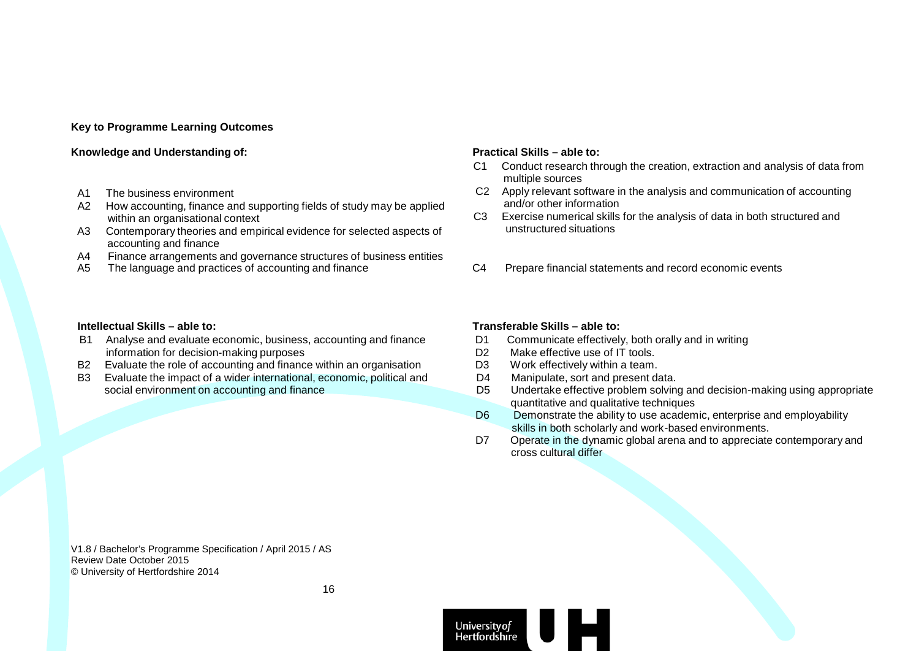**Key to Programme Learning Outcomes**

**Knowledge and Understanding of:**

- A1 The business environment
- A2 How accounting, finance and supporting fields of study may be applied within an organisational context
- A3 Contemporary theories and empirical evidence for selected aspects of accounting and finance
- A4 Finance arrangements and governance structures of business entities
- A5 The language and practices of accounting and finance

**Practical Skills – able to:**

- C1 Conduct research through the creation, extraction and analysis of data from multiple sources
- C2 Apply relevant software in the analysis and communication of accounting and/or other information
- C3 Exercise numerical skills for the analysis of data in both structured and unstructured situations
- C4 Prepare financial statements and record economic events

**Intellectual Skills – able to:**

- B1 Analyse and evaluate economic, business, accounting and finance information for decision-making purposes
- B2 Evaluate the role of accounting and finance within an organisation
- B3 Evaluate the impact of a wider international, economic, political and social environment on accounting and finance

**Transferable Skills – able to:**

- D1 Communicate effectively, both orally and in writing
- D2 Make effective use of IT tools.
- D3 Work effectively within a team.
- D4 Manipulate, sort and present data.
- D5 Undertake effective problem solving and decision-making using appropriate quantitative and qualitative techniques
- D6 Demonstrate the ability to use academic, enterprise and employability skills in both scholarly and work-based environments.
- D7 Operate in the dynamic global arena and to appreciate contemporary and cross cultural differ

V1.8 / Bachelor's Programme Specification / April 2015 / AS
Review Date October 2015
© University of Hertfordshire 2014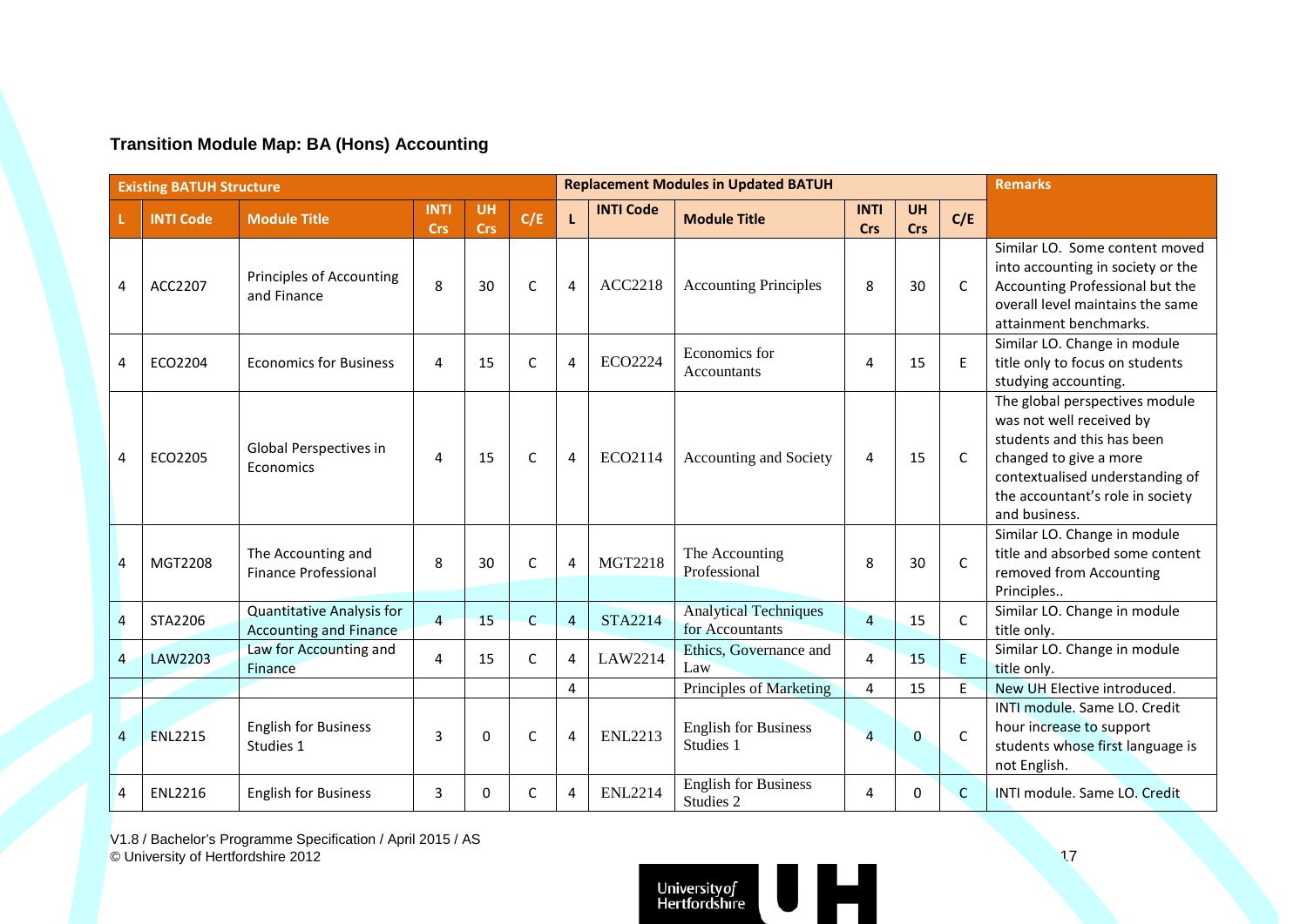### Transition Module Map: BA (Hons) Accounting

| Existing BATUH Structure | | | | | | Replacement Modules in Updated BATUH | | | | | | Remarks |
|---|---|---|---|---|---|---|---|---|---|---|---|---|
| L | INTI Code | Module Title | INTI Crs | UH Crs | C/E | L | INTI Code | Module Title | INTI Crs | UH Crs | C/E | |
| 4 | ACC2207 | Principles of Accounting and Finance | 8 | 30 | C | 4 | ACC2218 | Accounting Principles | 8 | 30 | C | Similar LO. Some content moved into accounting in society or the Accounting Professional but the overall level maintains the same attainment benchmarks. |
| 4 | ECO2204 | Economics for Business | 4 | 15 | C | 4 | ECO2224 | Economics for Accountants | 4 | 15 | E | Similar LO. Change in module title only to focus on students studying accounting. |
| 4 | ECO2205 | Global Perspectives in Economics | 4 | 15 | C | 4 | ECO2114 | Accounting and Society | 4 | 15 | C | The global perspectives module was not well received by students and this has been changed to give a more contextualised understanding of the accountant's role in society and business. |
| 4 | MGT2208 | The Accounting and Finance Professional | 8 | 30 | C | 4 | MGT2218 | The Accounting Professional | 8 | 30 | C | Similar LO. Change in module title and absorbed some content removed from Accounting Principles.. |
| 4 | STA2206 | Quantitative Analysis for Accounting and Finance | 4 | 15 | C | 4 | STA2214 | Analytical Techniques for Accountants | 4 | 15 | C | Similar LO. Change in module title only. |
| 4 | LAW2203 | Law for Accounting and Finance | 4 | 15 | C | 4 | LAW2214 | Ethics, Governance and Law | 4 | 15 | E | Similar LO. Change in module title only. |
| | | | | | | 4 | | Principles of Marketing | 4 | 15 | E | New UH Elective introduced. |
| 4 | ENL2215 | English for Business Studies 1 | 3 | 0 | C | 4 | ENL2213 | English for Business Studies 1 | 4 | 0 | C | INTI module. Same LO. Credit hour increase to support students whose first language is not English. |
| 4 | ENL2216 | English for Business | 3 | 0 | C | 4 | ENL2214 | English for Business Studies 2 | 4 | 0 | C | INTI module. Same LO. Credit |

V1.8 / Bachelor's Programme Specification / April 2015 / AS
© University of Hertfordshire 2012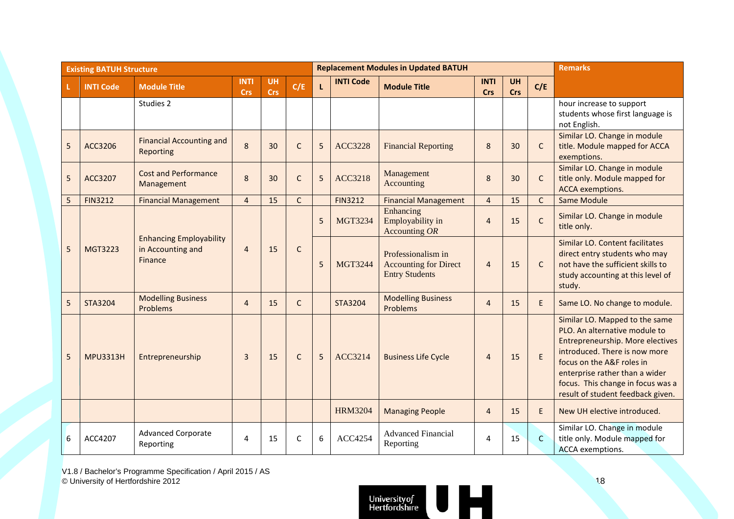| Existing BATUH Structure | | | | | | Replacement Modules in Updated BATUH | | | | | | Remarks |
|---|---|---|---|---|---|---|---|---|---|---|---|---|
| L | INTI Code | Module Title | INTI Crs | UH Crs | C/E | L | INTI Code | Module Title | INTI Crs | UH Crs | C/E | |
| | | Studies 2 | | | | | | | | | | hour increase to support students whose first language is not English. |
| 5 | ACC3206 | Financial Accounting and Reporting | 8 | 30 | C | 5 | ACC3228 | Financial Reporting | 8 | 30 | C | Similar LO. Change in module title. Module mapped for ACCA exemptions. |
| 5 | ACC3207 | Cost and Performance Management | 8 | 30 | C | 5 | ACC3218 | Management Accounting | 8 | 30 | C | Similar LO. Change in module title only. Module mapped for ACCA exemptions. |
| 5 | FIN3212 | Financial Management | 4 | 15 | C | | FIN3212 | Financial Management | 4 | 15 | C | Same Module |
| 5 | MGT3223 | Enhancing Employability in Accounting and Finance | 4 | 15 | C | 5 | MGT3234 | Enhancing Employability in Accounting *OR* | 4 | 15 | C | Similar LO. Change in module title only. |
| | | | | | | 5 | MGT3244 | Professionalism in Accounting for Direct Entry Students | 4 | 15 | C | Similar LO. Content facilitates direct entry students who may not have the sufficient skills to study accounting at this level of study. |
| 5 | STA3204 | Modelling Business Problems | 4 | 15 | C | | STA3204 | Modelling Business Problems | 4 | 15 | E | Same LO. No change to module. |
| 5 | MPU3313H | Entrepreneurship | 3 | 15 | C | 5 | ACC3214 | Business Life Cycle | 4 | 15 | E | Similar LO. Mapped to the same PLO. An alternative module to Entrepreneurship. More electives introduced. There is now more focus on the A&F roles in enterprise rather than a wider focus. This change in focus was a result of student feedback given. |
| | | | | | | | HRM3204 | Managing People | 4 | 15 | E | New UH elective introduced. |
| 6 | ACC4207 | Advanced Corporate Reporting | 4 | 15 | C | 6 | ACC4254 | Advanced Financial Reporting | 4 | 15 | C | Similar LO. Change in module title only. Module mapped for ACCA exemptions. |

V1.8 / Bachelor's Programme Specification / April 2015 / AS
© University of Hertfordshire 2012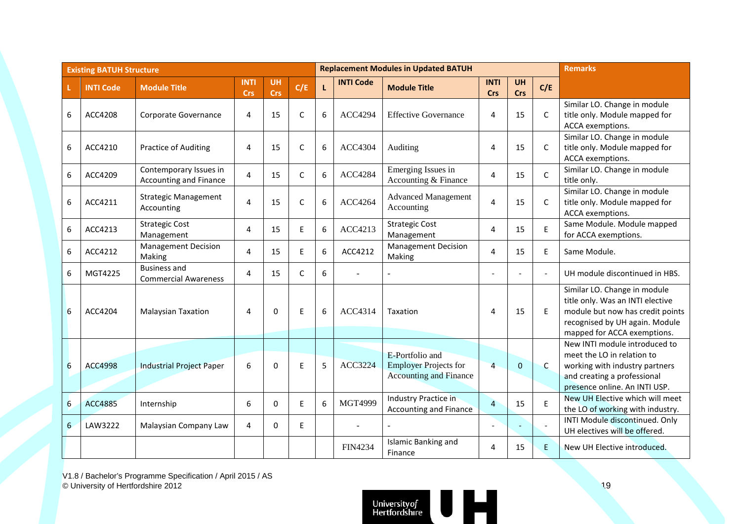| Existing BATUH Structure | | | | | | Replacement Modules in Updated BATUH | | | | | | Remarks |
|---|---|---|---|---|---|---|---|---|---|---|---|---|
| L | INTI Code | Module Title | INTI Crs | UH Crs | C/E | L | INTI Code | Module Title | INTI Crs | UH Crs | C/E | |
| 6 | ACC4208 | Corporate Governance | 4 | 15 | C | 6 | ACC4294 | Effective Governance | 4 | 15 | C | Similar LO. Change in module title only. Module mapped for ACCA exemptions. |
| 6 | ACC4210 | Practice of Auditing | 4 | 15 | C | 6 | ACC4304 | Auditing | 4 | 15 | C | Similar LO. Change in module title only. Module mapped for ACCA exemptions. |
| 6 | ACC4209 | Contemporary Issues in Accounting and Finance | 4 | 15 | C | 6 | ACC4284 | Emerging Issues in Accounting & Finance | 4 | 15 | C | Similar LO. Change in module title only. |
| 6 | ACC4211 | Strategic Management Accounting | 4 | 15 | C | 6 | ACC4264 | Advanced Management Accounting | 4 | 15 | C | Similar LO. Change in module title only. Module mapped for ACCA exemptions. |
| 6 | ACC4213 | Strategic Cost Management | 4 | 15 | E | 6 | ACC4213 | Strategic Cost Management | 4 | 15 | E | Same Module. Module mapped for ACCA exemptions. |
| 6 | ACC4212 | Management Decision Making | 4 | 15 | E | 6 | ACC4212 | Management Decision Making | 4 | 15 | E | Same Module. |
| 6 | MGT4225 | Business and Commercial Awareness | 4 | 15 | C | 6 | - | - | - | - | - | UH module discontinued in HBS. |
| 6 | ACC4204 | Malaysian Taxation | 4 | 0 | E | 6 | ACC4314 | Taxation | 4 | 15 | E | Similar LO. Change in module title only. Was an INTI elective module but now has credit points recognised by UH again. Module mapped for ACCA exemptions. |
| 6 | ACC4998 | Industrial Project Paper | 6 | 0 | E | 5 | ACC3224 | E-Portfolio and Employer Projects for Accounting and Finance | 4 | 0 | C | New INTI module introduced to meet the LO in relation to working with industry partners and creating a professional presence online. An INTI USP. |
| 6 | ACC4885 | Internship | 6 | 0 | E | 6 | MGT4999 | Industry Practice in Accounting and Finance | 4 | 15 | E | New UH Elective which will meet the LO of working with industry. |
| 6 | LAW3222 | Malaysian Company Law | 4 | 0 | E | | - | - | - | - | - | INTI Module discontinued. Only UH electives will be offered. |
| | | | | | | | FIN4234 | Islamic Banking and Finance | 4 | 15 | E | New UH Elective introduced. |

V1.8 / Bachelor's Programme Specification / April 2015 / AS
© University of Hertfordshire 2012